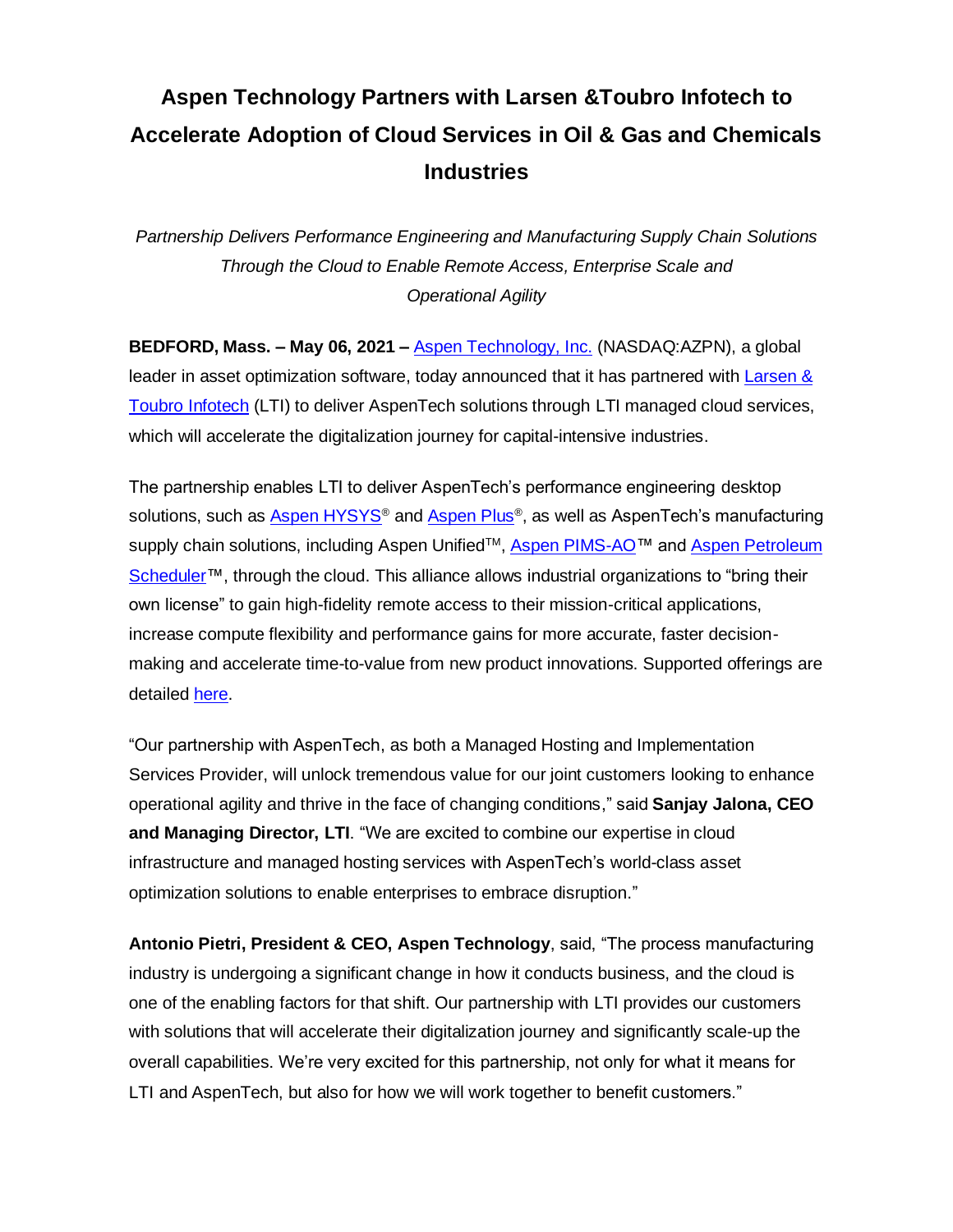# Aspen Technology Partners with Larsen &Toubro Infotech to Accelerate Adoption of Cloud Services in Oil & Gas and Chemicals Industries

*Partnership Delivers Performance Engineering and Manufacturing Supply Chain Solutions Through the Cloud to Enable Remote Access, Enterprise Scale and Operational Agility*

**BEDFORD, Mass. – May 06, 2021 –** Aspen Technology, Inc. (NASDAQ:AZPN), a global leader in asset optimization software, today announced that it has partnered with Larsen & Toubro Infotech (LTI) to deliver AspenTech solutions through LTI managed cloud services, which will accelerate the digitalization journey for capital-intensive industries.

The partnership enables LTI to deliver AspenTech's performance engineering desktop solutions, such as Aspen HYSYS® and Aspen Plus®, as well as AspenTech's manufacturing supply chain solutions, including Aspen Unified™, Aspen PIMS-AO™ and Aspen Petroleum Scheduler™, through the cloud. This alliance allows industrial organizations to "bring their own license" to gain high-fidelity remote access to their mission-critical applications, increase compute flexibility and performance gains for more accurate, faster decision-making and accelerate time-to-value from new product innovations. Supported offerings are detailed here.

"Our partnership with AspenTech, as both a Managed Hosting and Implementation Services Provider, will unlock tremendous value for our joint customers looking to enhance operational agility and thrive in the face of changing conditions," said **Sanjay Jalona, CEO and Managing Director, LTI**. "We are excited to combine our expertise in cloud infrastructure and managed hosting services with AspenTech's world-class asset optimization solutions to enable enterprises to embrace disruption."

**Antonio Pietri, President & CEO, Aspen Technology**, said, "The process manufacturing industry is undergoing a significant change in how it conducts business, and the cloud is one of the enabling factors for that shift. Our partnership with LTI provides our customers with solutions that will accelerate their digitalization journey and significantly scale-up the overall capabilities. We're very excited for this partnership, not only for what it means for LTI and AspenTech, but also for how we will work together to benefit customers."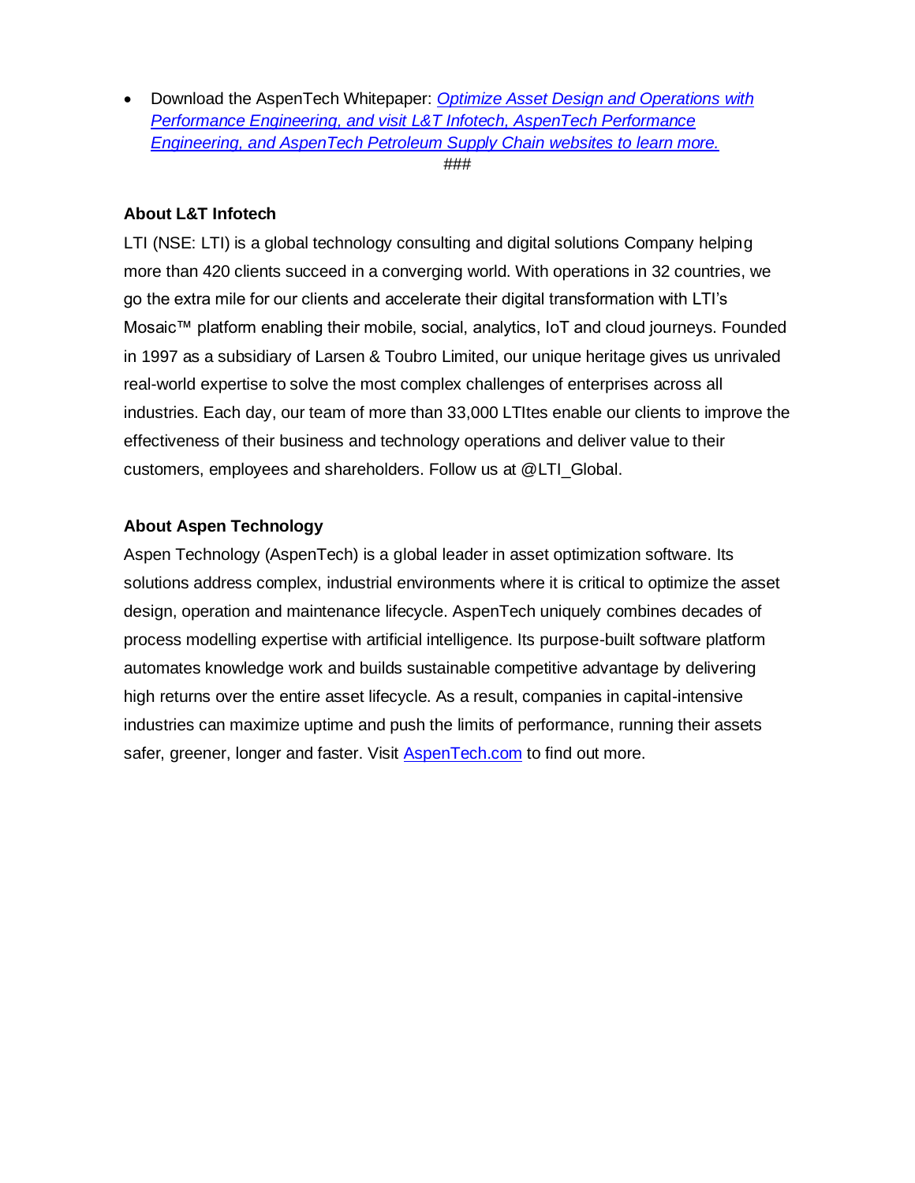- Download the AspenTech Whitepaper: *Optimize Asset Design and Operations with Performance Engineering, and visit L&T Infotech, AspenTech Performance Engineering, and AspenTech Petroleum Supply Chain websites to learn more.*

###

**About L&T Infotech**

LTI (NSE: LTI) is a global technology consulting and digital solutions Company helping more than 420 clients succeed in a converging world. With operations in 32 countries, we go the extra mile for our clients and accelerate their digital transformation with LTI's Mosaic™ platform enabling their mobile, social, analytics, IoT and cloud journeys. Founded in 1997 as a subsidiary of Larsen & Toubro Limited, our unique heritage gives us unrivaled real-world expertise to solve the most complex challenges of enterprises across all industries. Each day, our team of more than 33,000 LTItes enable our clients to improve the effectiveness of their business and technology operations and deliver value to their customers, employees and shareholders. Follow us at @LTI_Global.

**About Aspen Technology**

Aspen Technology (AspenTech) is a global leader in asset optimization software. Its solutions address complex, industrial environments where it is critical to optimize the asset design, operation and maintenance lifecycle. AspenTech uniquely combines decades of process modelling expertise with artificial intelligence. Its purpose-built software platform automates knowledge work and builds sustainable competitive advantage by delivering high returns over the entire asset lifecycle. As a result, companies in capital-intensive industries can maximize uptime and push the limits of performance, running their assets safer, greener, longer and faster. Visit AspenTech.com to find out more.